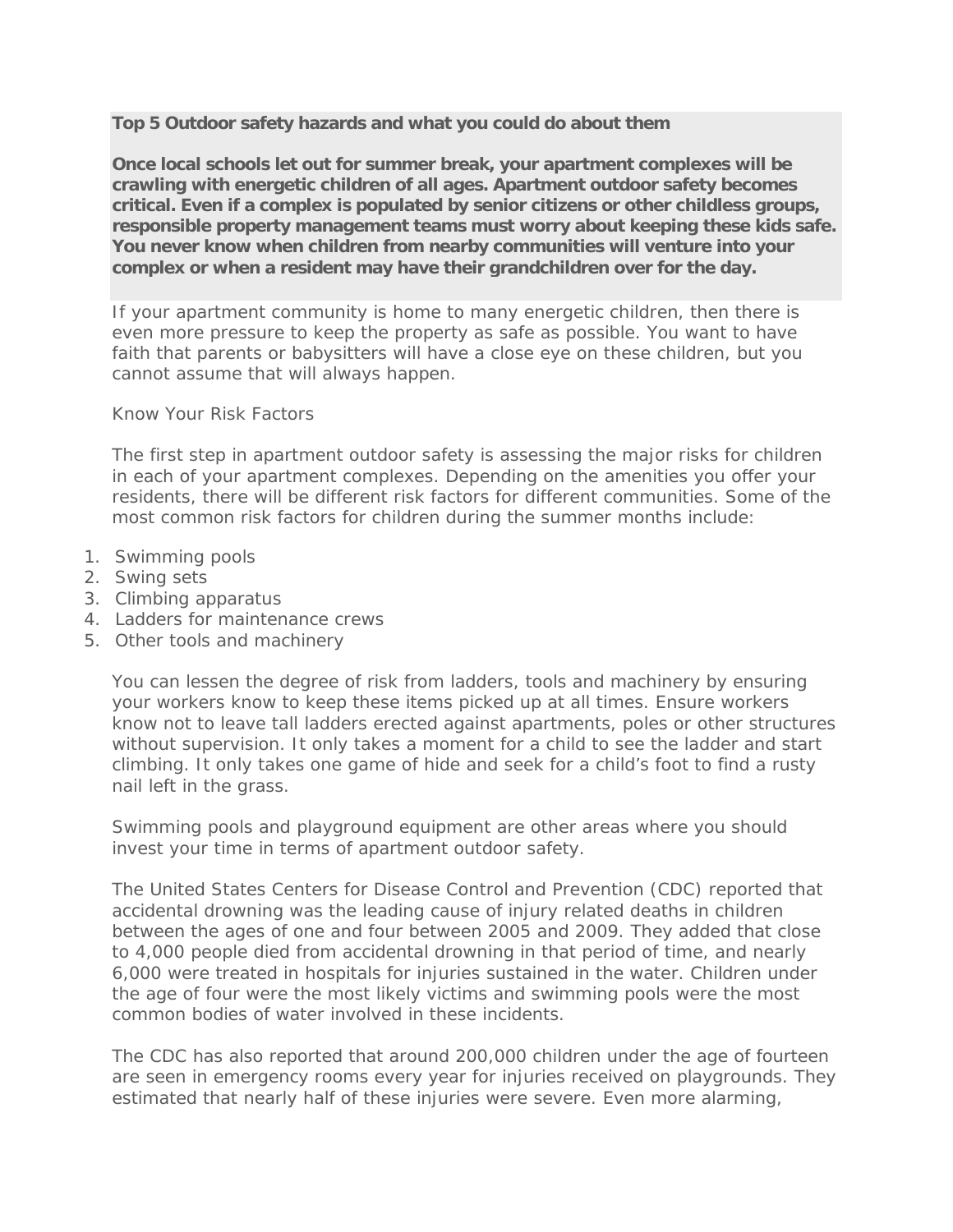**Top 5 Outdoor safety hazards and what you could do about them**

**Once local schools let out for summer break, your apartment complexes will be crawling with energetic children of all ages. Apartment outdoor safety becomes critical. Even if a complex is populated by senior citizens or other childless groups, responsible property management teams must worry about keeping these kids safe. You never know when children from nearby communities will venture into your complex or when a resident may have their grandchildren over for the day.**

If your apartment community is home to many energetic children, then there is even more pressure to keep the property as safe as possible. You want to have faith that parents or babysitters will have a close eye on these children, but you cannot assume that will always happen.

Know Your Risk Factors

The first step in apartment outdoor safety is assessing the major risks for children in each of your apartment complexes. Depending on the amenities you offer your residents, there will be different risk factors for different communities. Some of the most common risk factors for children during the summer months include:

1. Swimming pools
2. Swing sets
3. Climbing apparatus
4. Ladders for maintenance crews
5. Other tools and machinery

You can lessen the degree of risk from ladders, tools and machinery by ensuring your workers know to keep these items picked up at all times. Ensure workers know not to leave tall ladders erected against apartments, poles or other structures without supervision. It only takes a moment for a child to see the ladder and start climbing. It only takes one game of hide and seek for a child's foot to find a rusty nail left in the grass.

Swimming pools and playground equipment are other areas where you should invest your time in terms of apartment outdoor safety.

The United States Centers for Disease Control and Prevention (CDC) reported that accidental drowning was the leading cause of injury related deaths in children between the ages of one and four between 2005 and 2009. They added that close to 4,000 people died from accidental drowning in that period of time, and nearly 6,000 were treated in hospitals for injuries sustained in the water. Children under the age of four were the most likely victims and swimming pools were the most common bodies of water involved in these incidents.

The CDC has also reported that around 200,000 children under the age of fourteen are seen in emergency rooms every year for injuries received on playgrounds. They estimated that nearly half of these injuries were severe. Even more alarming,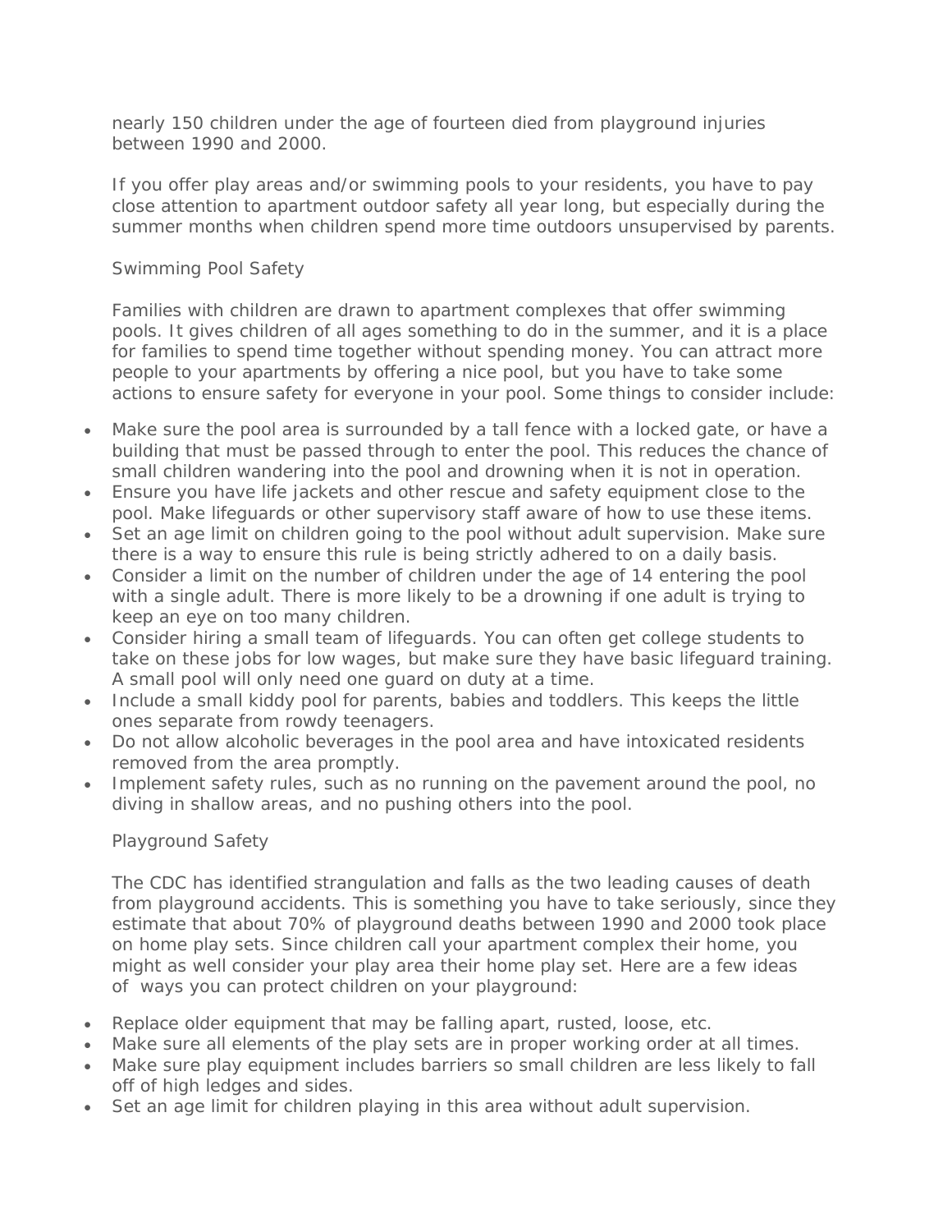nearly 150 children under the age of fourteen died from playground injuries between 1990 and 2000.

If you offer play areas and/or swimming pools to your residents, you have to pay close attention to apartment outdoor safety all year long, but especially during the summer months when children spend more time outdoors unsupervised by parents.

## Swimming Pool Safety

Families with children are drawn to apartment complexes that offer swimming pools. It gives children of all ages something to do in the summer, and it is a place for families to spend time together without spending money. You can attract more people to your apartments by offering a nice pool, but you have to take some actions to ensure safety for everyone in your pool. Some things to consider include:

- Make sure the pool area is surrounded by a tall fence with a locked gate, or have a building that must be passed through to enter the pool. This reduces the chance of small children wandering into the pool and drowning when it is not in operation.
- Ensure you have life jackets and other rescue and safety equipment close to the pool. Make lifeguards or other supervisory staff aware of how to use these items.
- Set an age limit on children going to the pool without adult supervision. Make sure there is a way to ensure this rule is being strictly adhered to on a daily basis.
- Consider a limit on the number of children under the age of 14 entering the pool with a single adult. There is more likely to be a drowning if one adult is trying to keep an eye on too many children.
- Consider hiring a small team of lifeguards. You can often get college students to take on these jobs for low wages, but make sure they have basic lifeguard training. A small pool will only need one guard on duty at a time.
- Include a small kiddy pool for parents, babies and toddlers. This keeps the little ones separate from rowdy teenagers.
- Do not allow alcoholic beverages in the pool area and have intoxicated residents removed from the area promptly.
- Implement safety rules, such as no running on the pavement around the pool, no diving in shallow areas, and no pushing others into the pool.

## Playground Safety

The CDC has identified strangulation and falls as the two leading causes of death from playground accidents. This is something you have to take seriously, since they estimate that about 70% of playground deaths between 1990 and 2000 took place on home play sets. Since children call your apartment complex their home, you might as well consider your play area their home play set. Here are a few ideas of ways you can protect children on your playground:

- Replace older equipment that may be falling apart, rusted, loose, etc.
- Make sure all elements of the play sets are in proper working order at all times.
- Make sure play equipment includes barriers so small children are less likely to fall off of high ledges and sides.
- Set an age limit for children playing in this area without adult supervision.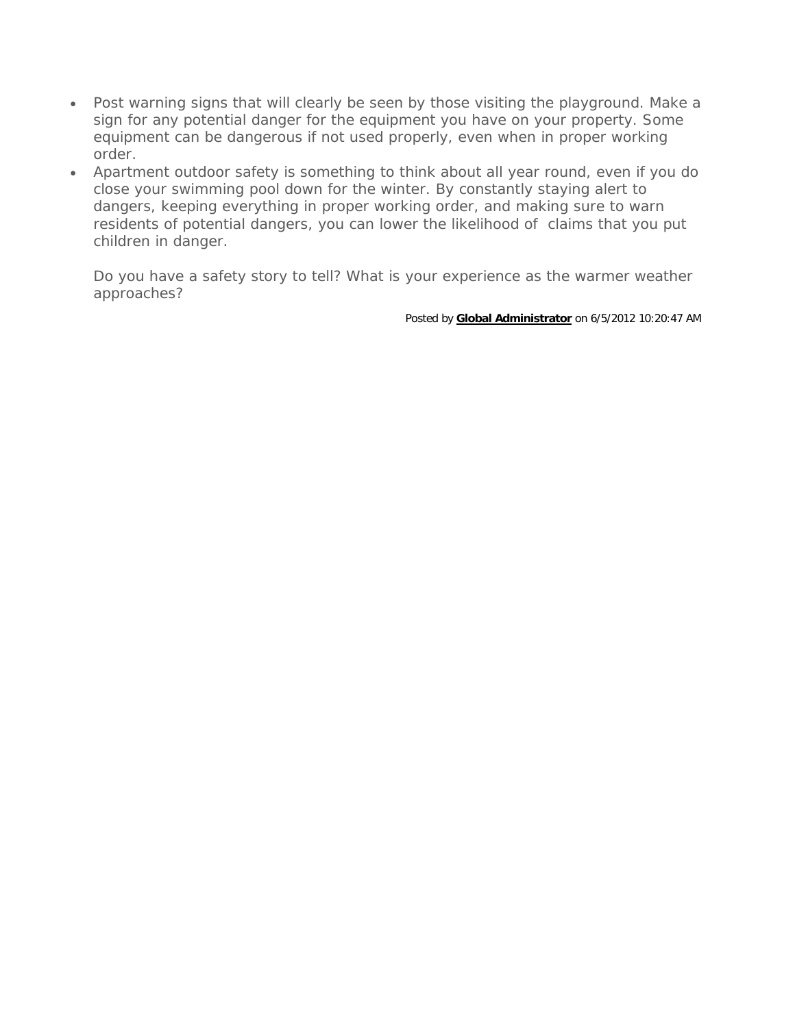- Post warning signs that will clearly be seen by those visiting the playground. Make a sign for any potential danger for the equipment you have on your property. Some equipment can be dangerous if not used properly, even when in proper working order.
- Apartment outdoor safety is something to think about all year round, even if you do close your swimming pool down for the winter. By constantly staying alert to dangers, keeping everything in proper working order, and making sure to warn residents of potential dangers, you can lower the likelihood of claims that you put children in danger.

  Do you have a safety story to tell? What is your experience as the warmer weather approaches?

Posted by **Global Administrator** on 6/5/2012 10:20:47 AM